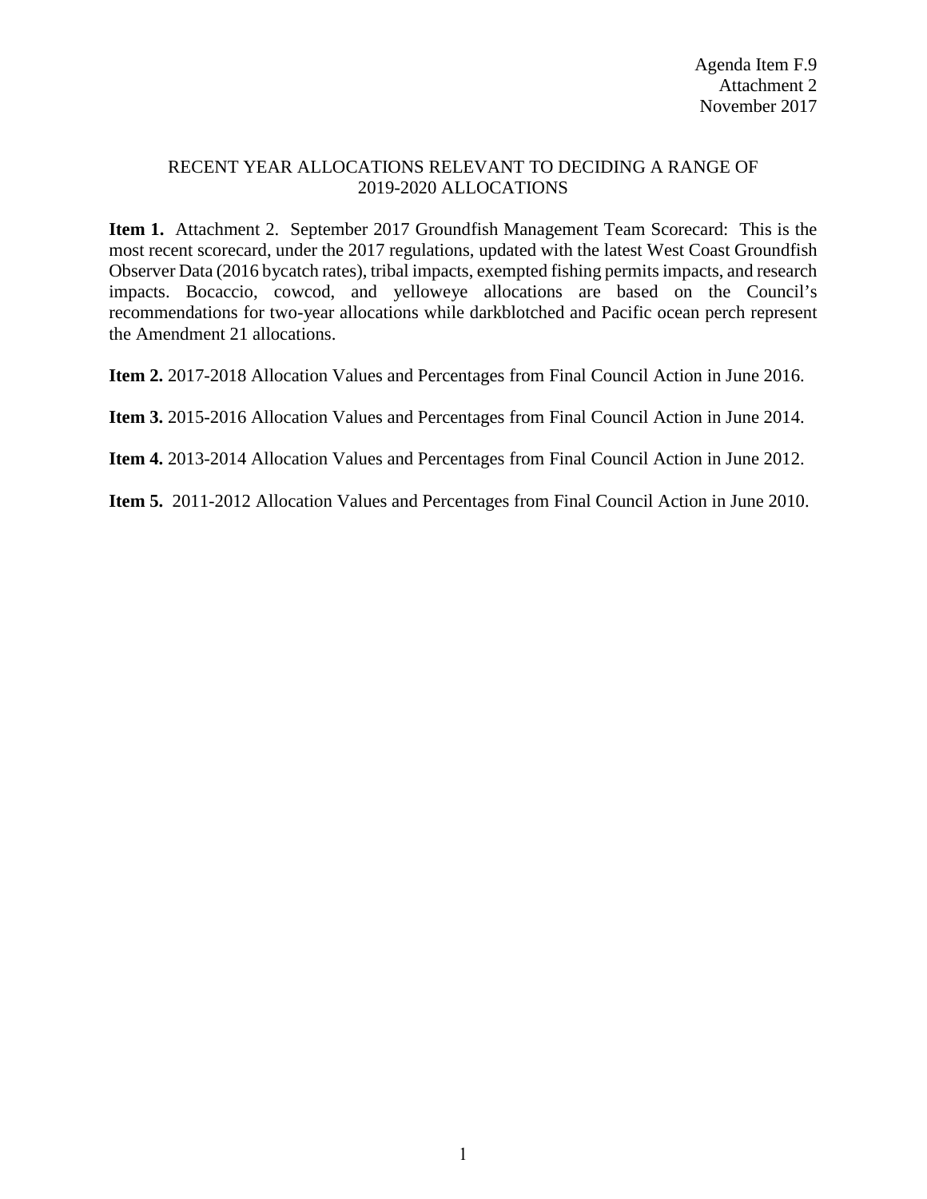Agenda Item F.9
Attachment 2
November 2017

# RECENT YEAR ALLOCATIONS RELEVANT TO DECIDING A RANGE OF 2019-2020 ALLOCATIONS

**Item 1.** Attachment 2. September 2017 Groundfish Management Team Scorecard: This is the most recent scorecard, under the 2017 regulations, updated with the latest West Coast Groundfish Observer Data (2016 bycatch rates), tribal impacts, exempted fishing permits impacts, and research impacts. Bocaccio, cowcod, and yelloweye allocations are based on the Council's recommendations for two-year allocations while darkblotched and Pacific ocean perch represent the Amendment 21 allocations.

**Item 2.** 2017-2018 Allocation Values and Percentages from Final Council Action in June 2016.

**Item 3.** 2015-2016 Allocation Values and Percentages from Final Council Action in June 2014.

**Item 4.** 2013-2014 Allocation Values and Percentages from Final Council Action in June 2012.

**Item 5.** 2011-2012 Allocation Values and Percentages from Final Council Action in June 2010.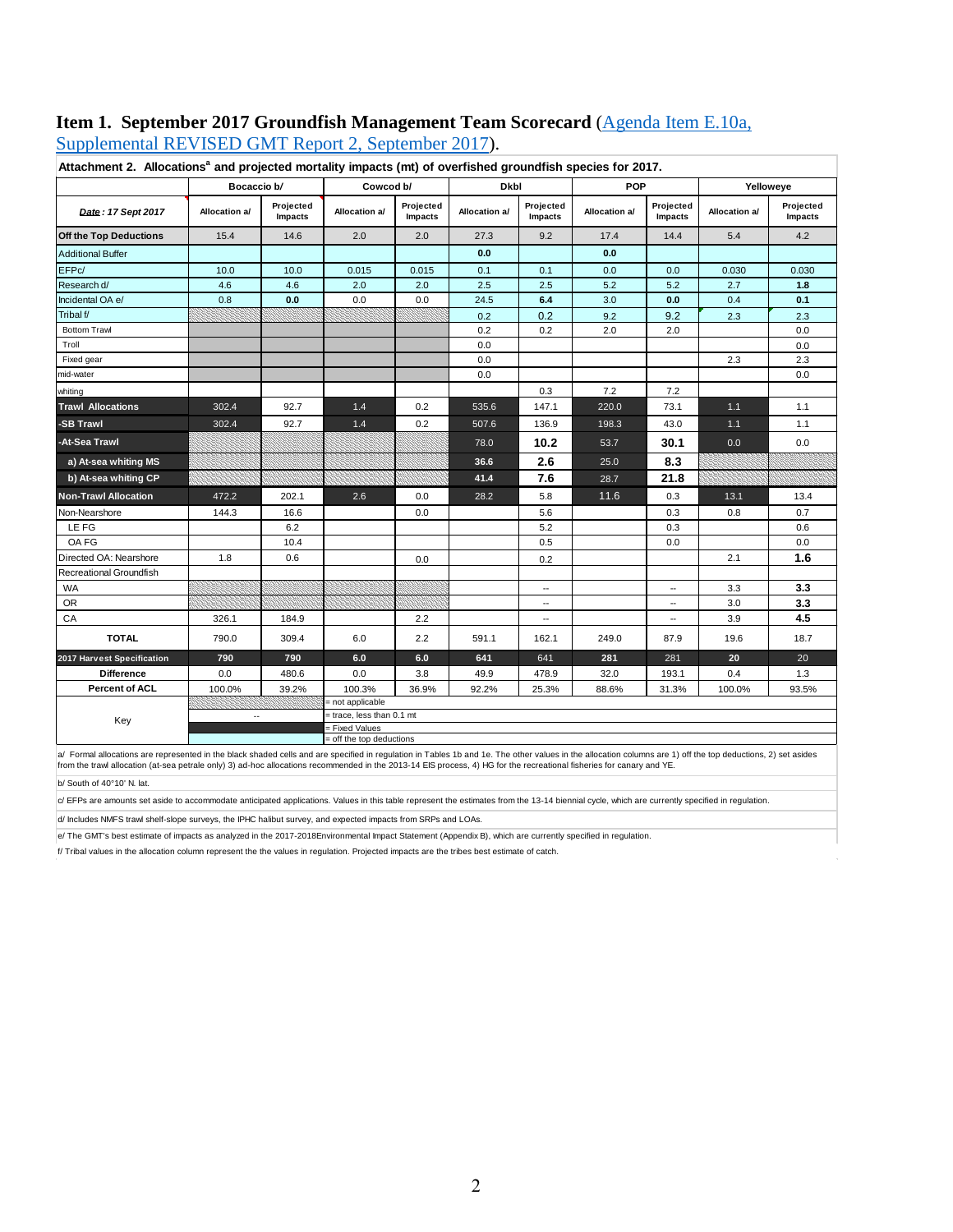## Item 1. September 2017 Groundfish Management Team Scorecard (Agenda Item E.10a, Supplemental REVISED GMT Report 2, September 2017).

**Attachment 2. Allocations[a] and projected mortality impacts (mt) of overfished groundfish species for 2017.**

| | Bocaccio b/ | | Cowcod b/ | | Dkbl | | POP | | Yelloweye | |
|---|---|---|---|---|---|---|---|---|---|---|
| *Date : 17 Sept 2017* | Allocation a/ | Projected Impacts | Allocation a/ | Projected Impacts | Allocation a/ | Projected Impacts | Allocation a/ | Projected Impacts | Allocation a/ | Projected Impacts |
| **Off the Top Deductions** | 15.4 | 14.6 | 2.0 | 2.0 | 27.3 | 9.2 | 17.4 | 14.4 | 5.4 | 4.2 |
| Additional Buffer | | | | | **0.0** | | **0.0** | | | |
| EFPc/ | 10.0 | 10.0 | 0.015 | 0.015 | 0.1 | 0.1 | 0.0 | 0.0 | 0.030 | 0.030 |
| Research d/ | 4.6 | 4.6 | 2.0 | 2.0 | 2.5 | 2.5 | 5.2 | 5.2 | 2.7 | **1.8** |
| Incidental OA e/ | 0.8 | **0.0** | 0.0 | 0.0 | 24.5 | **6.4** | 3.0 | **0.0** | 0.4 | **0.1** |
| Tribal f/ | | | | | 0.2 | 0.2 | 9.2 | 9.2 | 2.3 | 2.3 |
| Bottom Trawl | | | | | 0.2 | 0.2 | 2.0 | 2.0 | | 0.0 |
| Troll | | | | | 0.0 | | | | | 0.0 |
| Fixed gear | | | | | 0.0 | | | | 2.3 | 2.3 |
| mid-water | | | | | 0.0 | | | | | 0.0 |
| whiting | | | | | | 0.3 | 7.2 | 7.2 | | |
| **Trawl Allocations** | 302.4 | 92.7 | 1.4 | 0.2 | 535.6 | 147.1 | 220.0 | 73.1 | 1.1 | 1.1 |
| **-SB Trawl** | 302.4 | 92.7 | 1.4 | 0.2 | 507.6 | 136.9 | 198.3 | 43.0 | 1.1 | 1.1 |
| **-At-Sea Trawl** | | | | | 78.0 | **10.2** | 53.7 | **30.1** | 0.0 | 0.0 |
| **a) At-sea whiting MS** | | | | | **36.6** | **2.6** | 25.0 | **8.3** | | |
| **b) At-sea whiting CP** | | | | | **41.4** | **7.6** | 28.7 | **21.8** | | |
| **Non-Trawl Allocation** | 472.2 | 202.1 | 2.6 | 0.0 | 28.2 | 5.8 | 11.6 | 0.3 | 13.1 | 13.4 |
| Non-Nearshore | 144.3 | 16.6 | | 0.0 | | 5.6 | | 0.3 | 0.8 | 0.7 |
| LE FG | | 6.2 | | | | 5.2 | | 0.3 | | 0.6 |
| OA FG | | 10.4 | | | | 0.5 | | 0.0 | | 0.0 |
| Directed OA: Nearshore | 1.8 | 0.6 | | 0.0 | | 0.2 | | | 2.1 | **1.6** |
| Recreational Groundfish | | | | | | | | | | |
| WA | | | | | | -- | | -- | 3.3 | **3.3** |
| OR | | | | | | -- | | -- | 3.0 | **3.3** |
| CA | 326.1 | 184.9 | | 2.2 | | -- | | -- | 3.9 | **4.5** |
| **TOTAL** | 790.0 | 309.4 | 6.0 | 2.2 | 591.1 | 162.1 | 249.0 | 87.9 | 19.6 | 18.7 |
| **2017 Harvest Specification** | **790** | 790 | **6.0** | 6.0 | **641** | 641 | **281** | 281 | **20** | 20 |
| **Difference** | 0.0 | 480.6 | 0.0 | 3.8 | 49.9 | 478.9 | 32.0 | 193.1 | 0.4 | 1.3 |
| **Percent of ACL** | 100.0% | 39.2% | 100.3% | 36.9% | 92.2% | 25.3% | 88.6% | 31.3% | 100.0% | 93.5% |

Key:
- (hatched) = not applicable
- -- = trace, less than 0.1 mt
- (black) = Fixed Values
- (light blue) = off the top deductions

a/ Formal allocations are represented in the black shaded cells and are specified in regulation in Tables 1b and 1e. The other values in the allocation columns are 1) off the top deductions, 2) set asides from the trawl allocation (at-sea petrale only) 3) ad-hoc allocations recommended in the 2013-14 EIS process, 4) HG for the recreational fisheries for canary and YE.

b/ South of 40°10' N. lat.

c/ EFPs are amounts set aside to accommodate anticipated applications. Values in this table represent the estimates from the 13-14 biennial cycle, which are currently specified in regulation.

d/ Includes NMFS trawl shelf-slope surveys, the IPHC halibut survey, and expected impacts from SRPs and LOAs.

e/ The GMT's best estimate of impacts as analyzed in the 2017-2018Environmental Impact Statement (Appendix B), which are currently specified in regulation.

f/ Tribal values in the allocation column represent the the values in regulation. Projected impacts are the tribes best estimate of catch.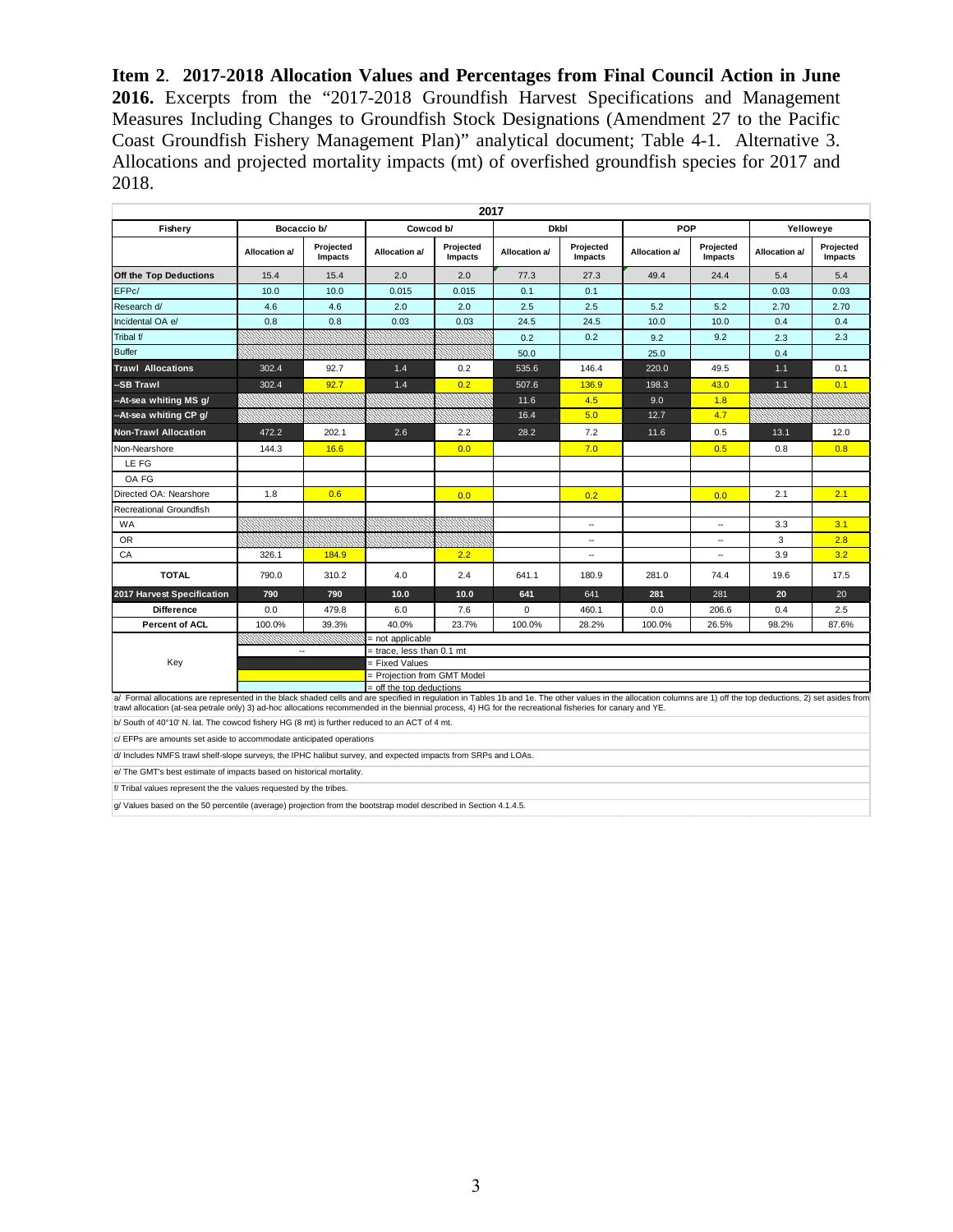**Item 2**. **2017-2018 Allocation Values and Percentages from Final Council Action in June 2016.** Excerpts from the "2017-2018 Groundfish Harvest Specifications and Management Measures Including Changes to Groundfish Stock Designations (Amendment 27 to the Pacific Coast Groundfish Fishery Management Plan)" analytical document; Table 4-1. Alternative 3. Allocations and projected mortality impacts (mt) of overfished groundfish species for 2017 and 2018.

| 2017 | | | | | | | | | | |
|---|---|---|---|---|---|---|---|---|---|---|
| Fishery | Bocaccio b/ | | Cowcod b/ | | Dkbl | | POP | | Yelloweye | |
| | Allocation a/ | Projected Impacts | Allocation a/ | Projected Impacts | Allocation a/ | Projected Impacts | Allocation a/ | Projected Impacts | Allocation a/ | Projected Impacts |
| **Off the Top Deductions** | 15.4 | 15.4 | 2.0 | 2.0 | 77.3 | 27.3 | 49.4 | 24.4 | 5.4 | 5.4 |
| EFPc/ | 10.0 | 10.0 | 0.015 | 0.015 | 0.1 | 0.1 | | | 0.03 | 0.03 |
| Research d/ | 4.6 | 4.6 | 2.0 | 2.0 | 2.5 | 2.5 | 5.2 | 5.2 | 2.70 | 2.70 |
| Incidental OA e/ | 0.8 | 0.8 | 0.03 | 0.03 | 24.5 | 24.5 | 10.0 | 10.0 | 0.4 | 0.4 |
| Tribal f/ | | | | | 0.2 | 0.2 | 9.2 | 9.2 | 2.3 | 2.3 |
| Buffer | | | | | 50.0 | | 25.0 | | 0.4 | |
| **Trawl Allocations** | 302.4 | 92.7 | 1.4 | 0.2 | 535.6 | 146.4 | 220.0 | 49.5 | 1.1 | 0.1 |
| --SB Trawl | 302.4 | 92.7 | 1.4 | 0.2 | 507.6 | 136.9 | 198.3 | 43.0 | 1.1 | 0.1 |
| --At-sea whiting MS g/ | | | | | 11.6 | 4.5 | 9.0 | 1.8 | | |
| --At-sea whiting CP g/ | | | | | 16.4 | 5.0 | 12.7 | 4.7 | | |
| **Non-Trawl Allocation** | 472.2 | 202.1 | 2.6 | 2.2 | 28.2 | 7.2 | 11.6 | 0.5 | 13.1 | 12.0 |
| Non-Nearshore | 144.3 | 16.6 | | 0.0 | | 7.0 | | 0.5 | 0.8 | 0.8 |
| LE FG | | | | | | | | | | |
| OA FG | | | | | | | | | | |
| Directed OA: Nearshore | 1.8 | 0.6 | | 0.0 | | 0.2 | | 0.0 | 2.1 | 2.1 |
| Recreational Groundfish | | | | | | | | | | |
| WA | | | | | | -- | | -- | 3.3 | 3.1 |
| OR | | | | | | -- | | -- | 3 | 2.8 |
| CA | 326.1 | 184.9 | | 2.2 | | -- | | -- | 3.9 | 3.2 |
| **TOTAL** | 790.0 | 310.2 | 4.0 | 2.4 | 641.1 | 180.9 | 281.0 | 74.4 | 19.6 | 17.5 |
| **2017 Harvest Specification** | 790 | 790 | 10.0 | 10.0 | 641 | 641 | 281 | 281 | 20 | 20 |
| **Difference** | 0.0 | 479.8 | 6.0 | 7.6 | 0 | 460.1 | 0.0 | 206.6 | 0.4 | 2.5 |
| **Percent of ACL** | 100.0% | 39.3% | 40.0% | 23.7% | 100.0% | 28.2% | 100.0% | 26.5% | 98.2% | 87.6% |

Key:
- (hatched) = not applicable
- -- = trace, less than 0.1 mt
- (black) = Fixed Values
- (yellow) = Projection from GMT Model
- (light blue) = off the top deductions

a/ Formal allocations are represented in the black shaded cells and are specified in regulation in Tables 1b and 1e. The other values in the allocation columns are 1) off the top deductions, 2) set asides from trawl allocation (at-sea petrale only) 3) ad-hoc allocations recommended in the biennial process, 4) HG for the recreational fisheries for canary and YE.

b/ South of 40°10' N. lat. The cowcod fishery HG (8 mt) is further reduced to an ACT of 4 mt.

c/ EFPs are amounts set aside to accommodate anticipated operations

d/ Includes NMFS trawl shelf-slope surveys, the IPHC halibut survey, and expected impacts from SRPs and LOAs.

e/ The GMT's best estimate of impacts based on historical mortality.

f/ Tribal values represent the the values requested by the tribes.

g/ Values based on the 50 percentile (average) projection from the bootstrap model described in Section 4.1.4.5.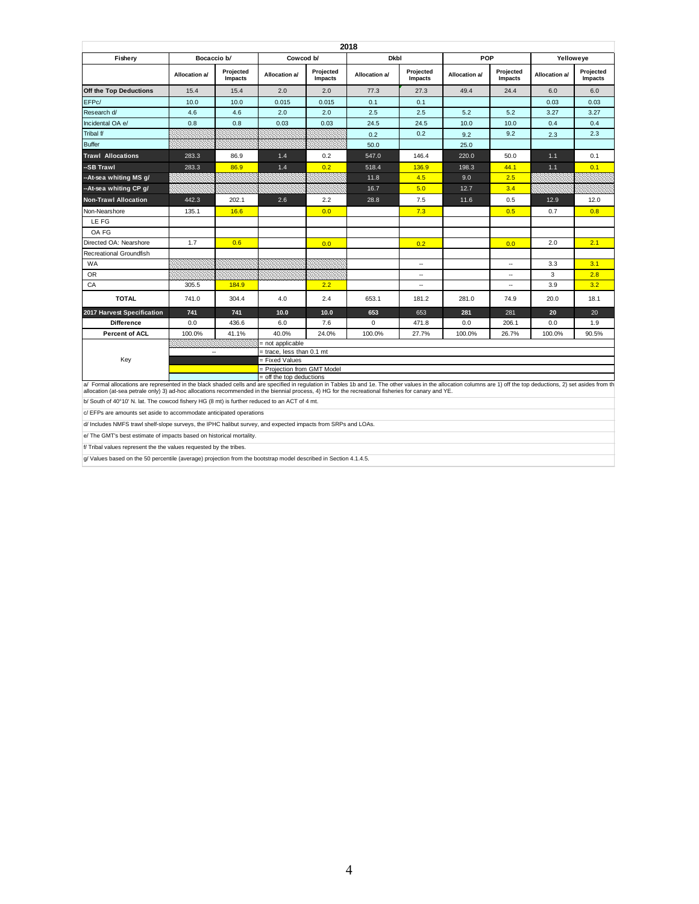| 2018 | | | | | | | | | | |
|---|---|---|---|---|---|---|---|---|---|---|
| Fishery | Bocaccio b/ | | Cowcod b/ | | Dkbl | | POP | | Yelloweye | |
| | Allocation a/ | Projected Impacts | Allocation a/ | Projected Impacts | Allocation a/ | Projected Impacts | Allocation a/ | Projected Impacts | Allocation a/ | Projected Impacts |
| Off the Top Deductions | 15.4 | 15.4 | 2.0 | 2.0 | 77.3 | 27.3 | 49.4 | 24.4 | 6.0 | 6.0 |
| EFPc/ | 10.0 | 10.0 | 0.015 | 0.015 | 0.1 | 0.1 | | | 0.03 | 0.03 |
| Research d/ | 4.6 | 4.6 | 2.0 | 2.0 | 2.5 | 2.5 | 5.2 | 5.2 | 3.27 | 3.27 |
| Incidental OA e/ | 0.8 | 0.8 | 0.03 | 0.03 | 24.5 | 24.5 | 10.0 | 10.0 | 0.4 | 0.4 |
| Tribal f/ | | | | | 0.2 | 0.2 | 9.2 | 9.2 | 2.3 | 2.3 |
| Buffer | | | | | 50.0 | | 25.0 | | | |
| Trawl Allocations | 283.3 | 86.9 | 1.4 | 0.2 | 547.0 | 146.4 | 220.0 | 50.0 | 1.1 | 0.1 |
| --SB Trawl | 283.3 | 86.9 | 1.4 | 0.2 | 518.4 | 136.9 | 198.3 | 44.1 | 1.1 | 0.1 |
| --At-sea whiting MS g/ | | | | | 11.8 | 4.5 | 9.0 | 2.5 | | |
| --At-sea whiting CP g/ | | | | | 16.7 | 5.0 | 12.7 | 3.4 | | |
| Non-Trawl Allocation | 442.3 | 202.1 | 2.6 | 2.2 | 28.8 | 7.5 | 11.6 | 0.5 | 12.9 | 12.0 |
| Non-Nearshore | 135.1 | 16.6 | | 0.0 | | 7.3 | | 0.5 | 0.7 | 0.8 |
| LE FG | | | | | | | | | | |
| OA FG | | | | | | | | | | |
| Directed OA: Nearshore | 1.7 | 0.6 | | 0.0 | | 0.2 | | 0.0 | 2.0 | 2.1 |
| Recreational Groundfish | | | | | | | | | | |
| WA | | | | | | -- | | -- | 3.3 | 3.1 |
| OR | | | | | | -- | | -- | 3 | 2.8 |
| CA | 305.5 | 184.9 | | 2.2 | | -- | | -- | 3.9 | 3.2 |
| TOTAL | 741.0 | 304.4 | 4.0 | 2.4 | 653.1 | 181.2 | 281.0 | 74.9 | 20.0 | 18.1 |
| 2017 Harvest Specification | 741 | 741 | 10.0 | 10.0 | 653 | 653 | 281 | 281 | 20 | 20 |
| Difference | 0.0 | 436.6 | 6.0 | 7.6 | 0 | 471.8 | 0.0 | 206.1 | 0.0 | 1.9 |
| Percent of ACL | 100.0% | 41.1% | 40.0% | 24.0% | 100.0% | 27.7% | 100.0% | 26.7% | 100.0% | 90.5% |

**Key**

| Symbol | Meaning |
|---|---|
| (hatched) | = not applicable |
| -- | = trace, less than 0.1 mt |
| (black) | = Fixed Values |
| (yellow) | = Projection from GMT Model |
| (light blue) | = off the top deductions |

a/ Formal allocations are represented in the black shaded cells and are specified in regulation in Tables 1b and 1e. The other values in the allocation columns are 1) off the top deductions, 2) set asides from th allocation (at-sea petrale only) 3) ad-hoc allocations recommended in the biennial process, 4) HG for the recreational fisheries for canary and YE.

b/ South of 40°10' N. lat. The cowcod fishery HG (8 mt) is further reduced to an ACT of 4 mt.

c/ EFPs are amounts set aside to accommodate anticipated operations

d/ Includes NMFS trawl shelf-slope surveys, the IPHC halibut survey, and expected impacts from SRPs and LOAs.

e/ The GMT's best estimate of impacts based on historical mortality.

f/ Tribal values represent the the values requested by the tribes.

g/ Values based on the 50 percentile (average) projection from the bootstrap model described in Section 4.1.4.5.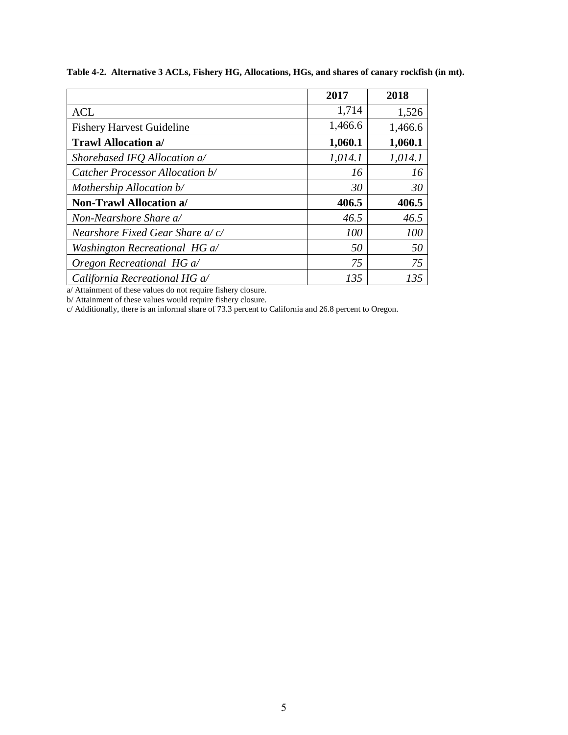**Table 4-2. Alternative 3 ACLs, Fishery HG, Allocations, HGs, and shares of canary rockfish (in mt).**

| | 2017 | 2018 |
|---|---|---|
| ACL | 1,714 | 1,526 |
| Fishery Harvest Guideline | 1,466.6 | 1,466.6 |
| **Trawl Allocation a/** | **1,060.1** | **1,060.1** |
| *Shorebased IFQ Allocation a/* | *1,014.1* | *1,014.1* |
| *Catcher Processor Allocation b/* | *16* | *16* |
| *Mothership Allocation b/* | *30* | *30* |
| **Non-Trawl Allocation a/** | **406.5** | **406.5** |
| *Non-Nearshore Share a/* | *46.5* | *46.5* |
| *Nearshore Fixed Gear Share a/ c/* | *100* | *100* |
| *Washington Recreational HG a/* | *50* | *50* |
| *Oregon Recreational HG a/* | *75* | *75* |
| *California Recreational HG a/* | *135* | *135* |

a/ Attainment of these values do not require fishery closure.

b/ Attainment of these values would require fishery closure.

c/ Additionally, there is an informal share of 73.3 percent to California and 26.8 percent to Oregon.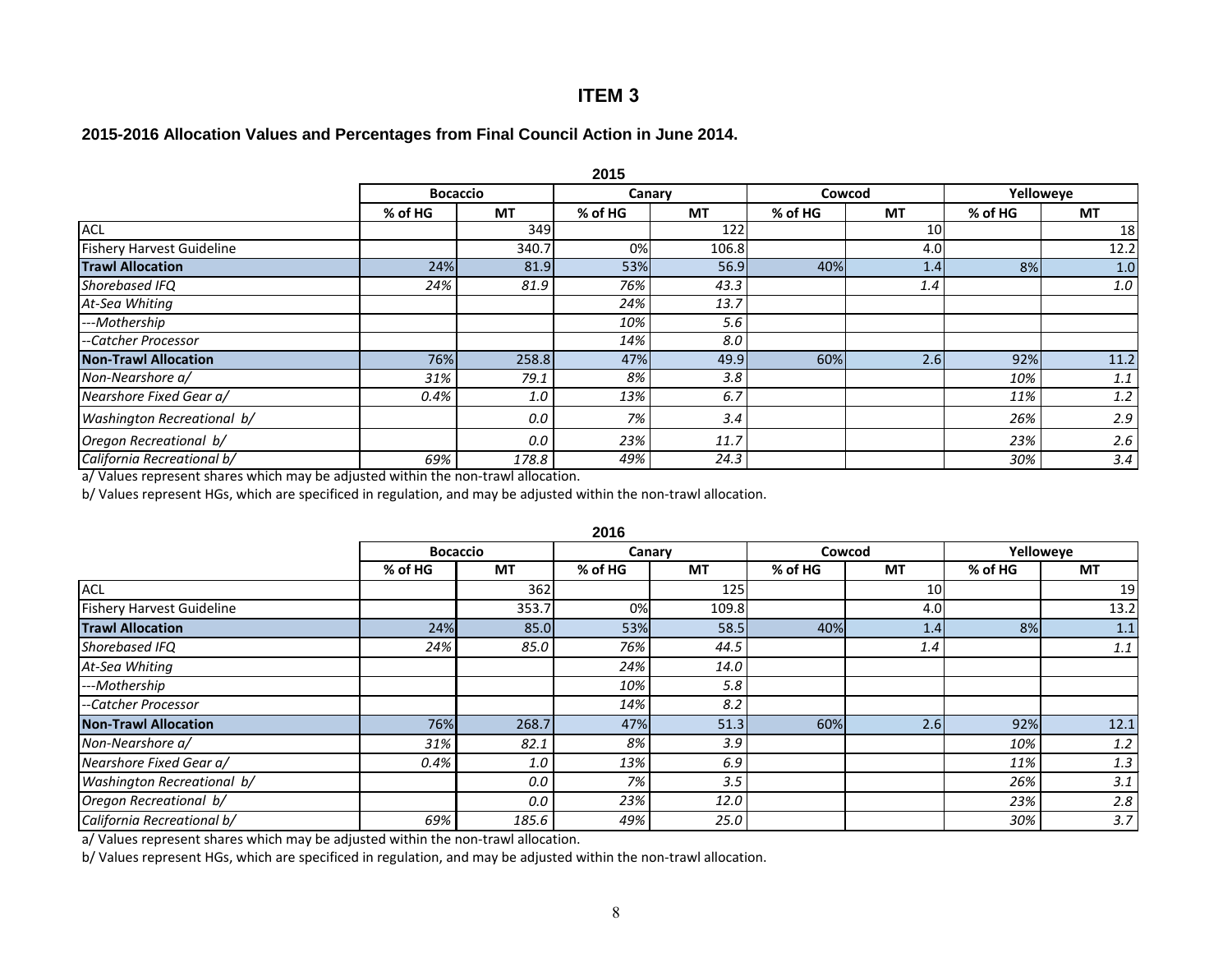## ITEM 3

### 2015-2016 Allocation Values and Percentages from Final Council Action in June 2014.

**2015**

| | Bocaccio | | Canary | | Cowcod | | Yelloweye | |
|---|---|---|---|---|---|---|---|---|
| | % of HG | MT | % of HG | MT | % of HG | MT | % of HG | MT |
| ACL | | 349 | | 122 | | 10 | | 18 |
| Fishery Harvest Guideline | | 340.7 | 0% | 106.8 | | 4.0 | | 12.2 |
| **Trawl Allocation** | 24% | 81.9 | 53% | 56.9 | 40% | 1.4 | 8% | 1.0 |
| *Shorebased IFQ* | *24%* | *81.9* | *76%* | *43.3* | | *1.4* | | *1.0* |
| *At-Sea Whiting* | | | *24%* | *13.7* | | | | |
| *---Mothership* | | | *10%* | *5.6* | | | | |
| *--Catcher Processor* | | | *14%* | *8.0* | | | | |
| **Non-Trawl Allocation** | 76% | 258.8 | 47% | 49.9 | 60% | 2.6 | 92% | 11.2 |
| *Non-Nearshore a/* | *31%* | *79.1* | *8%* | *3.8* | | | *10%* | *1.1* |
| *Nearshore Fixed Gear a/* | *0.4%* | *1.0* | *13%* | *6.7* | | | *11%* | *1.2* |
| *Washington Recreational b/* | | *0.0* | *7%* | *3.4* | | | *26%* | *2.9* |
| *Oregon Recreational b/* | | *0.0* | *23%* | *11.7* | | | *23%* | *2.6* |
| *California Recreational b/* | *69%* | *178.8* | *49%* | *24.3* | | | *30%* | *3.4* |

a/ Values represent shares which may be adjusted within the non-trawl allocation.

b/ Values represent HGs, which are specificed in regulation, and may be adjusted within the non-trawl allocation.

**2016**

| | Bocaccio | | Canary | | Cowcod | | Yelloweye | |
|---|---|---|---|---|---|---|---|---|
| | % of HG | MT | % of HG | MT | % of HG | MT | % of HG | MT |
| ACL | | 362 | | 125 | | 10 | | 19 |
| Fishery Harvest Guideline | | 353.7 | 0% | 109.8 | | 4.0 | | 13.2 |
| **Trawl Allocation** | 24% | 85.0 | 53% | 58.5 | 40% | 1.4 | 8% | 1.1 |
| *Shorebased IFQ* | *24%* | *85.0* | *76%* | *44.5* | | *1.4* | | *1.1* |
| *At-Sea Whiting* | | | *24%* | *14.0* | | | | |
| *---Mothership* | | | *10%* | *5.8* | | | | |
| *--Catcher Processor* | | | *14%* | *8.2* | | | | |
| **Non-Trawl Allocation** | 76% | 268.7 | 47% | 51.3 | 60% | 2.6 | 92% | 12.1 |
| *Non-Nearshore a/* | *31%* | *82.1* | *8%* | *3.9* | | | *10%* | *1.2* |
| *Nearshore Fixed Gear a/* | *0.4%* | *1.0* | *13%* | *6.9* | | | *11%* | *1.3* |
| *Washington Recreational b/* | | *0.0* | *7%* | *3.5* | | | *26%* | *3.1* |
| *Oregon Recreational b/* | | *0.0* | *23%* | *12.0* | | | *23%* | *2.8* |
| *California Recreational b/* | *69%* | *185.6* | *49%* | *25.0* | | | *30%* | *3.7* |

a/ Values represent shares which may be adjusted within the non-trawl allocation.

b/ Values represent HGs, which are specificed in regulation, and may be adjusted within the non-trawl allocation.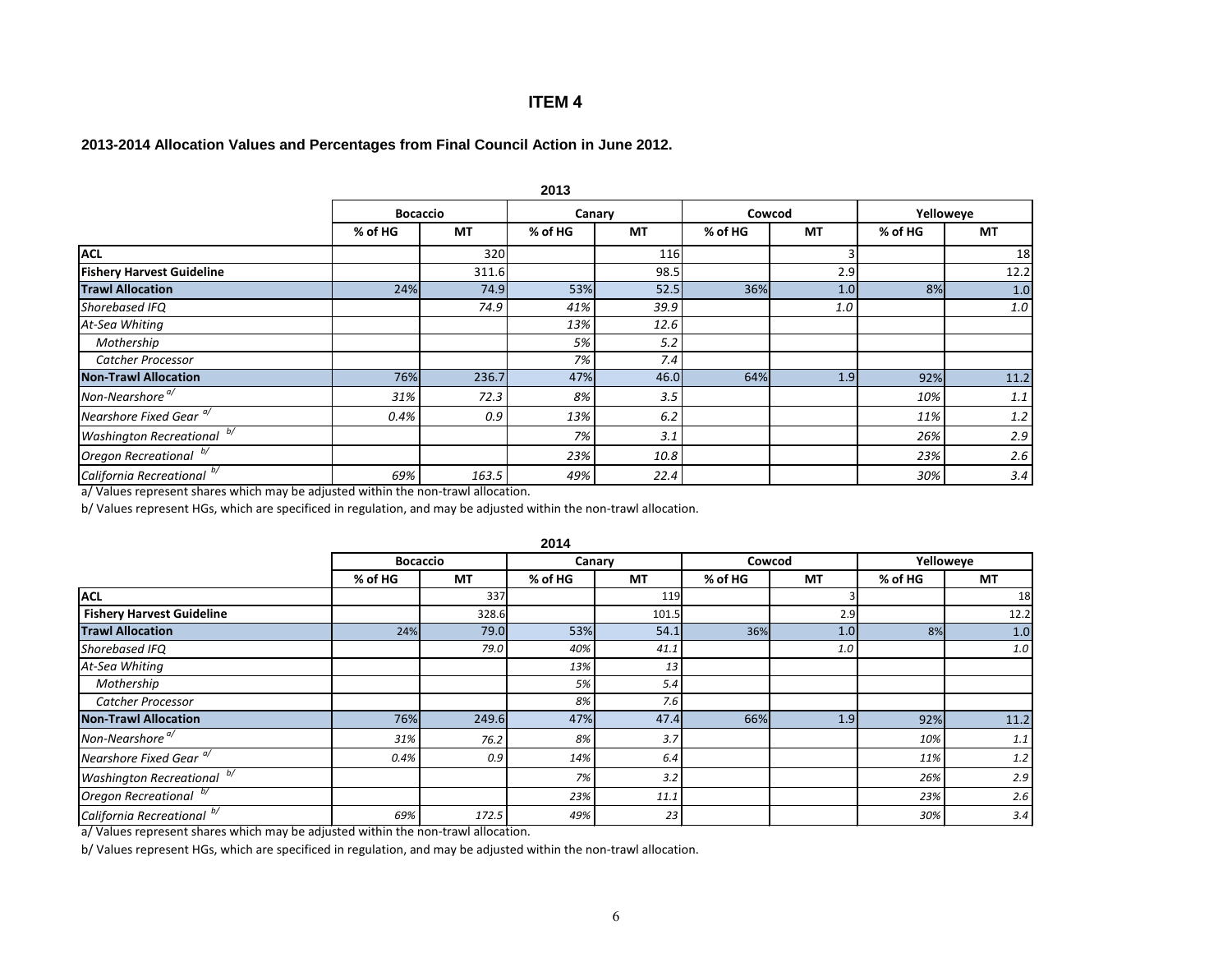# ITEM 4

## 2013-2014 Allocation Values and Percentages from Final Council Action in June 2012.

**2013**

| | Bocaccio | | Canary | | Cowcod | | Yelloweye | |
|---|---|---|---|---|---|---|---|---|
| | % of HG | MT | % of HG | MT | % of HG | MT | % of HG | MT |
| **ACL** | | 320 | | 116 | | 3 | | 18 |
| **Fishery Harvest Guideline** | | 311.6 | | 98.5 | | 2.9 | | 12.2 |
| **Trawl Allocation** | 24% | 74.9 | 53% | 52.5 | 36% | 1.0 | 8% | 1.0 |
| *Shorebased IFQ* | | *74.9* | *41%* | *39.9* | | *1.0* | | *1.0* |
| *At-Sea Whiting* | | | *13%* | *12.6* | | | | |
| *Mothership* | | | *5%* | *5.2* | | | | |
| *Catcher Processor* | | | *7%* | *7.4* | | | | |
| **Non-Trawl Allocation** | 76% | 236.7 | 47% | 46.0 | 64% | 1.9 | 92% | 11.2 |
| *Non-Nearshore* [a/] | *31%* | *72.3* | *8%* | *3.5* | | | *10%* | *1.1* |
| *Nearshore Fixed Gear* [a/] | *0.4%* | *0.9* | *13%* | *6.2* | | | *11%* | *1.2* |
| *Washington Recreational* [b/] | | | *7%* | *3.1* | | | *26%* | *2.9* |
| *Oregon Recreational* [b/] | | | *23%* | *10.8* | | | *23%* | *2.6* |
| *California Recreational* [b/] | *69%* | *163.5* | *49%* | *22.4* | | | *30%* | *3.4* |

a/ Values represent shares which may be adjusted within the non-trawl allocation.

b/ Values represent HGs, which are specificed in regulation, and may be adjusted within the non-trawl allocation.

**2014**

| | Bocaccio | | Canary | | Cowcod | | Yelloweye | |
|---|---|---|---|---|---|---|---|---|
| | % of HG | MT | % of HG | MT | % of HG | MT | % of HG | MT |
| **ACL** | | 337 | | 119 | | 3 | | 18 |
| **Fishery Harvest Guideline** | | 328.6 | | 101.5 | | 2.9 | | 12.2 |
| **Trawl Allocation** | 24% | 79.0 | 53% | 54.1 | 36% | 1.0 | 8% | 1.0 |
| *Shorebased IFQ* | | *79.0* | *40%* | *41.1* | | *1.0* | | *1.0* |
| *At-Sea Whiting* | | | *13%* | *13* | | | | |
| *Mothership* | | | *5%* | *5.4* | | | | |
| *Catcher Processor* | | | *8%* | *7.6* | | | | |
| **Non-Trawl Allocation** | 76% | 249.6 | 47% | 47.4 | 66% | 1.9 | 92% | 11.2 |
| *Non-Nearshore* [a/] | *31%* | *76.2* | *8%* | *3.7* | | | *10%* | *1.1* |
| *Nearshore Fixed Gear* [a/] | *0.4%* | *0.9* | *14%* | *6.4* | | | *11%* | *1.2* |
| *Washington Recreational* [b/] | | | *7%* | *3.2* | | | *26%* | *2.9* |
| *Oregon Recreational* [b/] | | | *23%* | *11.1* | | | *23%* | *2.6* |
| *California Recreational* [b/] | *69%* | *172.5* | *49%* | *23* | | | *30%* | *3.4* |

a/ Values represent shares which may be adjusted within the non-trawl allocation.

b/ Values represent HGs, which are specificed in regulation, and may be adjusted within the non-trawl allocation.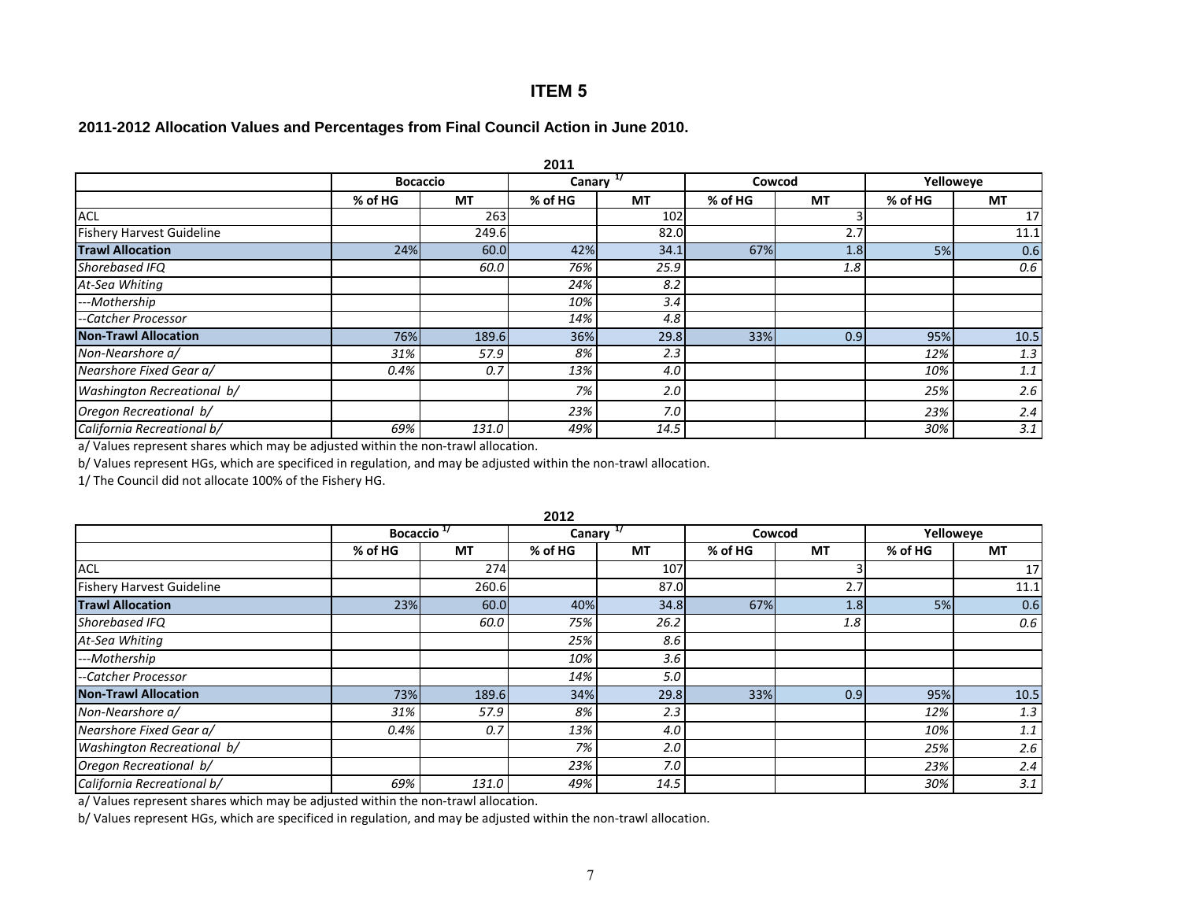# ITEM 5

### 2011-2012 Allocation Values and Percentages from Final Council Action in June 2010.

**2011**

| | Bocaccio | | Canary [1/] | | Cowcod | | Yelloweye | |
|---|---|---|---|---|---|---|---|---|
| | % of HG | MT | % of HG | MT | % of HG | MT | % of HG | MT |
| ACL | | 263 | | 102 | | 3 | | 17 |
| Fishery Harvest Guideline | | 249.6 | | 82.0 | | 2.7 | | 11.1 |
| **Trawl Allocation** | 24% | 60.0 | 42% | 34.1 | 67% | 1.8 | 5% | 0.6 |
| *Shorebased IFQ* | | *60.0* | *76%* | *25.9* | | *1.8* | | *0.6* |
| *At-Sea Whiting* | | | *24%* | *8.2* | | | | |
| *---Mothership* | | | *10%* | *3.4* | | | | |
| *--Catcher Processor* | | | *14%* | *4.8* | | | | |
| **Non-Trawl Allocation** | 76% | 189.6 | 36% | 29.8 | 33% | 0.9 | 95% | 10.5 |
| *Non-Nearshore a/* | *31%* | *57.9* | *8%* | *2.3* | | | *12%* | *1.3* |
| *Nearshore Fixed Gear a/* | *0.4%* | *0.7* | *13%* | *4.0* | | | *10%* | *1.1* |
| *Washington Recreational b/* | | | *7%* | *2.0* | | | *25%* | *2.6* |
| *Oregon Recreational b/* | | | *23%* | *7.0* | | | *23%* | *2.4* |
| *California Recreational b/* | *69%* | *131.0* | *49%* | *14.5* | | | *30%* | *3.1* |

a/ Values represent shares which may be adjusted within the non-trawl allocation.

b/ Values represent HGs, which are specificed in regulation, and may be adjusted within the non-trawl allocation.

1/ The Council did not allocate 100% of the Fishery HG.

**2012**

| | Bocaccio [1/] | | Canary [1/] | | Cowcod | | Yelloweye | |
|---|---|---|---|---|---|---|---|---|
| | % of HG | MT | % of HG | MT | % of HG | MT | % of HG | MT |
| ACL | | 274 | | 107 | | 3 | | 17 |
| Fishery Harvest Guideline | | 260.6 | | 87.0 | | 2.7 | | 11.1 |
| **Trawl Allocation** | 23% | 60.0 | 40% | 34.8 | 67% | 1.8 | 5% | 0.6 |
| *Shorebased IFQ* | | *60.0* | *75%* | *26.2* | | *1.8* | | *0.6* |
| *At-Sea Whiting* | | | *25%* | *8.6* | | | | |
| *---Mothership* | | | *10%* | *3.6* | | | | |
| *--Catcher Processor* | | | *14%* | *5.0* | | | | |
| **Non-Trawl Allocation** | 73% | 189.6 | 34% | 29.8 | 33% | 0.9 | 95% | 10.5 |
| *Non-Nearshore a/* | *31%* | *57.9* | *8%* | *2.3* | | | *12%* | *1.3* |
| *Nearshore Fixed Gear a/* | *0.4%* | *0.7* | *13%* | *4.0* | | | *10%* | *1.1* |
| *Washington Recreational b/* | | | *7%* | *2.0* | | | *25%* | *2.6* |
| *Oregon Recreational b/* | | | *23%* | *7.0* | | | *23%* | *2.4* |
| *California Recreational b/* | *69%* | *131.0* | *49%* | *14.5* | | | *30%* | *3.1* |

a/ Values represent shares which may be adjusted within the non-trawl allocation.

b/ Values represent HGs, which are specificed in regulation, and may be adjusted within the non-trawl allocation.